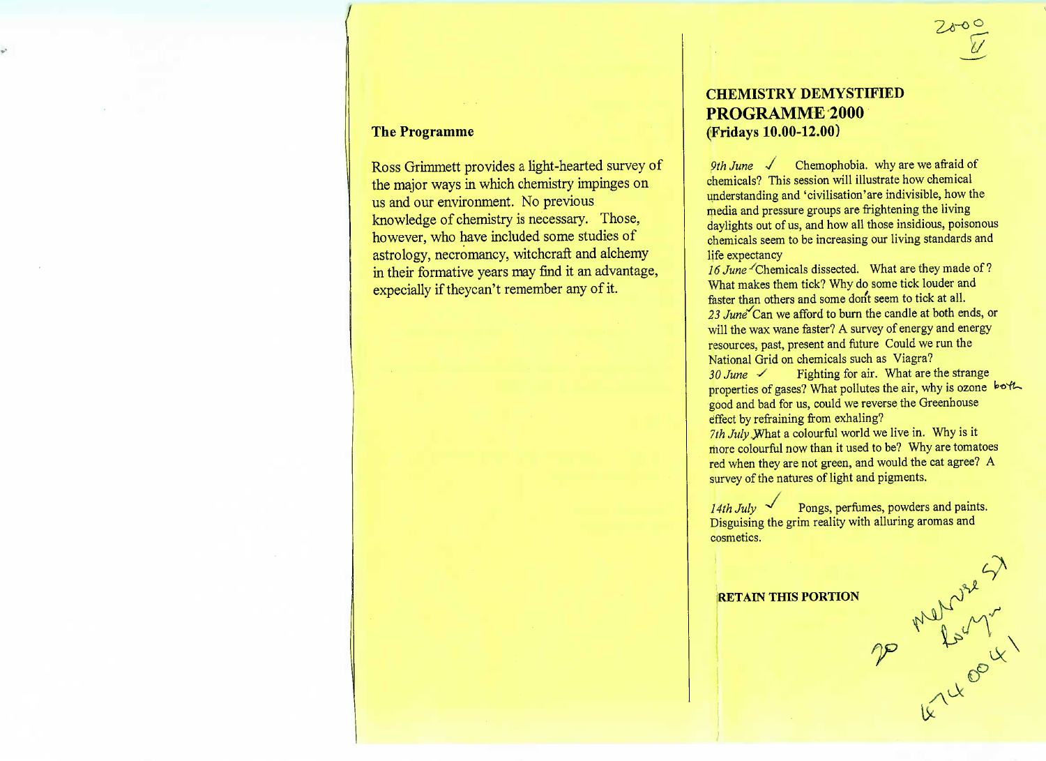## The Programme

Ross Grimmett provides a light-hearted survey of the major ways in which chemistry impinges on us and our environment. No previous knowledge of chemistry is necessary. Those, however, who have included some studies of astrology, necromancy, witchcraft and alchemy in their formative years may find it an advantage, expecially if theycan't remember any of it.

2000
U

## CHEMISTRY DEMYSTIFIED
## PROGRAMME 2000
## (Fridays 10.00-12.00)

*9th June* ✓ Chemophobia. why are we afraid of chemicals? This session will illustrate how chemical understanding and 'civilisation'are indivisible, how the media and pressure groups are frightening the living daylights out of us, and how all those insidious, poisonous chemicals seem to be increasing our living standards and life expectancy

*16 June* ✓ Chemicals dissected. What are they made of? What makes them tick? Why do some tick louder and faster than others and some don't seem to tick at all.

*23 June* ✓ Can we afford to burn the candle at both ends, or will the wax wane faster? A survey of energy and energy resources, past, present and future Could we run the National Grid on chemicals such as Viagra?

*30 June* ✓ Fighting for air. What are the strange properties of gases? What pollutes the air, why is ozone both good and bad for us, could we reverse the Greenhouse effect by refraining from exhaling?

*7th July* What a colourful world we live in. Why is it more colourful now than it used to be? Why are tomatoes red when they are not green, and would the cat agree? A survey of the natures of light and pigments.

*14th July* ✓ Pongs, perfumes, powders and paints. Disguising the grim reality with alluring aromas and cosmetics.

**RETAIN THIS PORTION**

20 Melrose St
Lorry
474 0041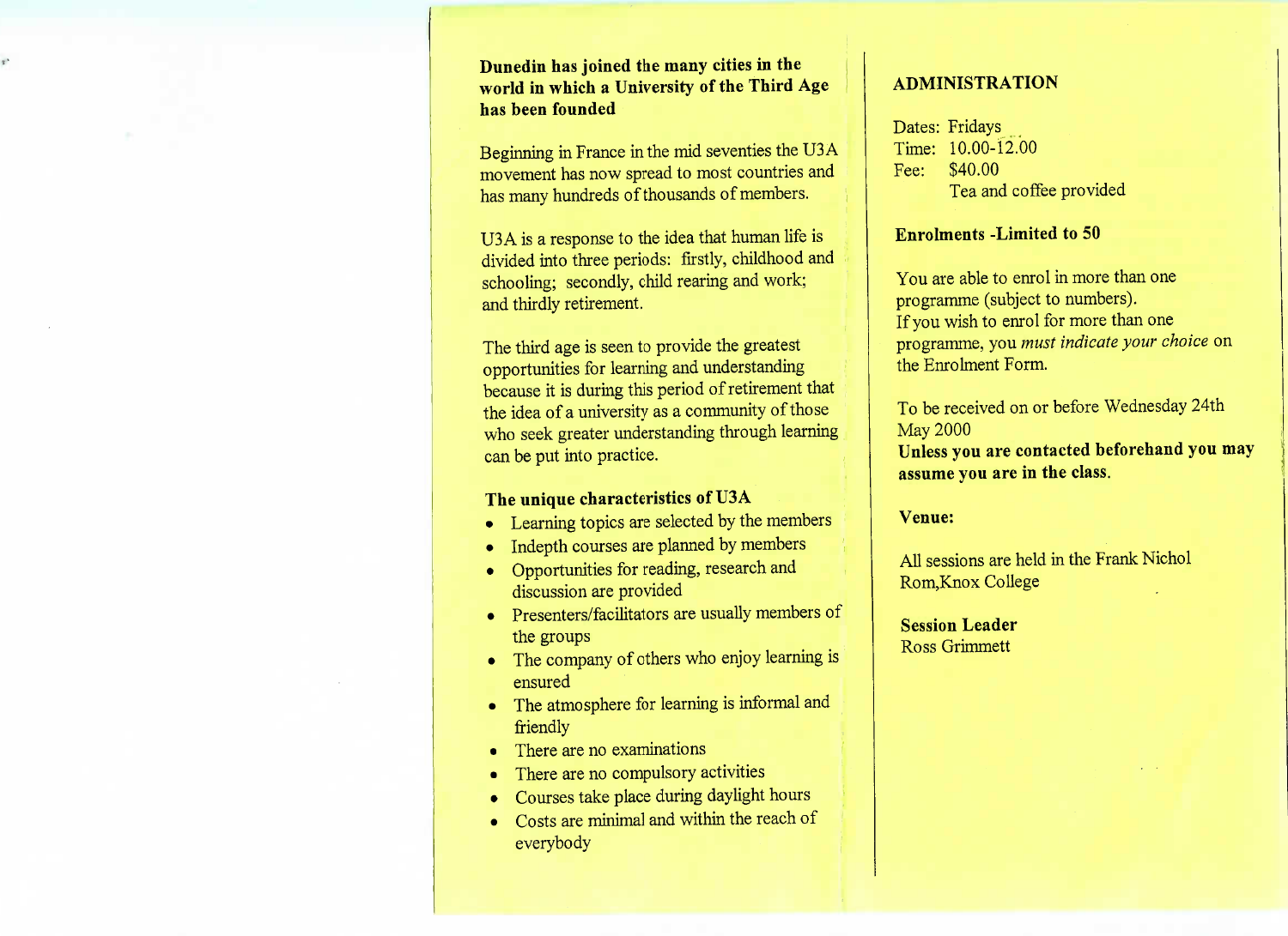**Dunedin has joined the many cities in the world in which a University of the Third Age has been founded**

Beginning in France in the mid seventies the U3A movement has now spread to most countries and has many hundreds of thousands of members.

U3A is a response to the idea that human life is divided into three periods: firstly, childhood and schooling; secondly, child rearing and work; and thirdly retirement.

The third age is seen to provide the greatest opportunities for learning and understanding because it is during this period of retirement that the idea of a university as a community of those who seek greater understanding through learning can be put into practice.

### The unique characteristics of U3A

- Learning topics are selected by the members
- Indepth courses are planned by members
- Opportunities for reading, research and discussion are provided
- Presenters/facilitators are usually members of the groups
- The company of others who enjoy learning is ensured
- The atmosphere for learning is informal and friendly
- There are no examinations
- There are no compulsory activities
- Courses take place during daylight hours
- Costs are minimal and within the reach of everybody

## ADMINISTRATION

Dates: Fridays
Time: 10.00-12.00
Fee: $40.00
Tea and coffee provided

**Enrolments -Limited to 50**

You are able to enrol in more than one programme (subject to numbers).
If you wish to enrol for more than one programme, you *must indicate your choice* on the Enrolment Form.

To be received on or before Wednesday 24th May 2000
**Unless you are contacted beforehand you may assume you are in the class.**

**Venue:**

All sessions are held in the Frank Nichol Rom,Knox College

**Session Leader**
Ross Grimmett